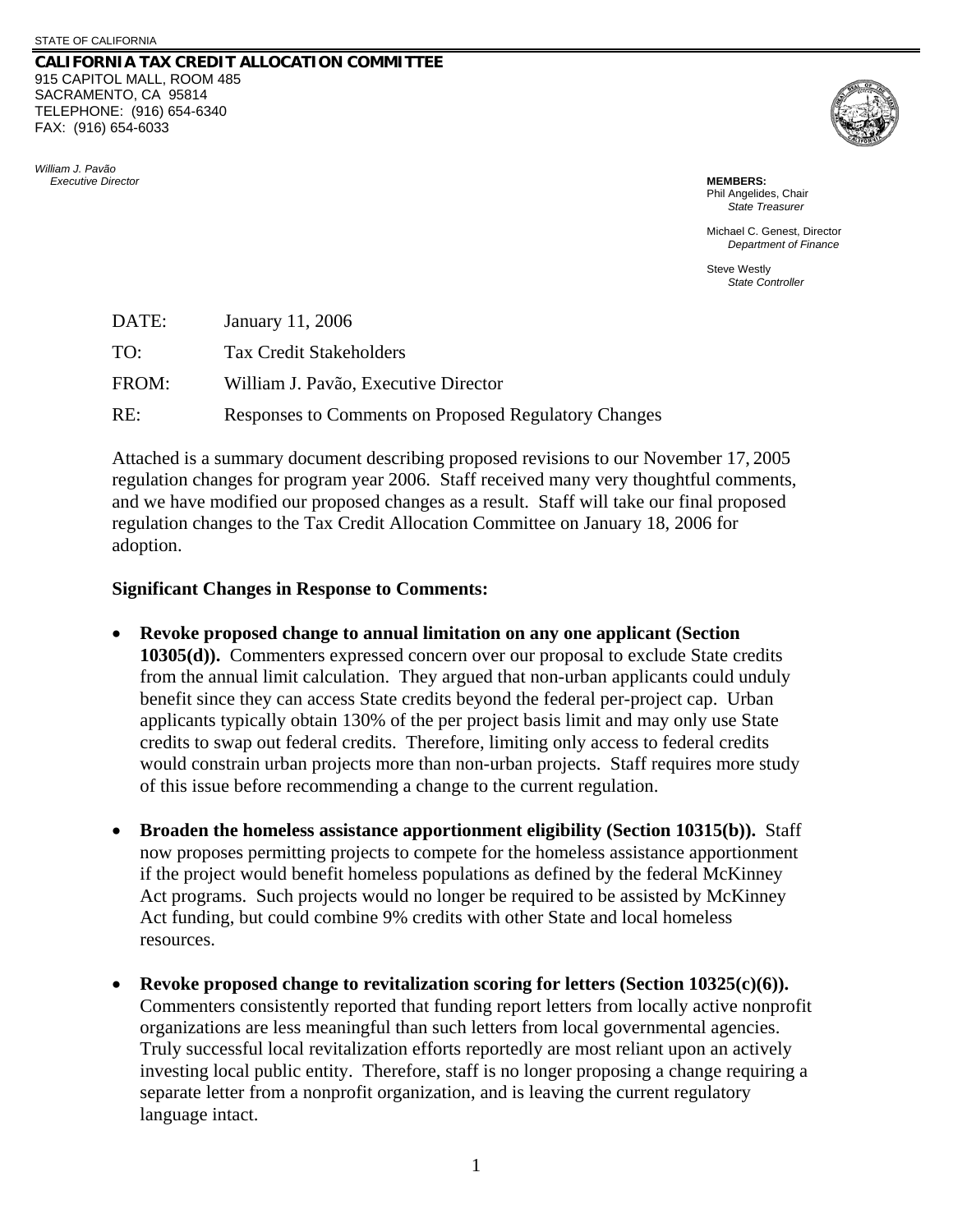STATE OF CALIFORNIA

**CALIFORNIA TAX CREDIT ALLOCATION COMMITTEE**
915 CAPITOL MALL, ROOM 485
SACRAMENTO, CA 95814
TELEPHONE: (916) 654-6340
FAX: (916) 654-6033

*William J. Pavão*
*Executive Director*

**MEMBERS:**
Phil Angelides, Chair
*State Treasurer*

Michael C. Genest, Director
*Department of Finance*

Steve Westly
*State Controller*

DATE: January 11, 2006

TO: Tax Credit Stakeholders

FROM: William J. Pavão, Executive Director

RE: Responses to Comments on Proposed Regulatory Changes

Attached is a summary document describing proposed revisions to our November 17, 2005 regulation changes for program year 2006. Staff received many very thoughtful comments, and we have modified our proposed changes as a result. Staff will take our final proposed regulation changes to the Tax Credit Allocation Committee on January 18, 2006 for adoption.

**Significant Changes in Response to Comments:**

- **Revoke proposed change to annual limitation on any one applicant (Section 10305(d)).** Commenters expressed concern over our proposal to exclude State credits from the annual limit calculation. They argued that non-urban applicants could unduly benefit since they can access State credits beyond the federal per-project cap. Urban applicants typically obtain 130% of the per project basis limit and may only use State credits to swap out federal credits. Therefore, limiting only access to federal credits would constrain urban projects more than non-urban projects. Staff requires more study of this issue before recommending a change to the current regulation.

- **Broaden the homeless assistance apportionment eligibility (Section 10315(b)).** Staff now proposes permitting projects to compete for the homeless assistance apportionment if the project would benefit homeless populations as defined by the federal McKinney Act programs. Such projects would no longer be required to be assisted by McKinney Act funding, but could combine 9% credits with other State and local homeless resources.

- **Revoke proposed change to revitalization scoring for letters (Section 10325(c)(6)).** Commenters consistently reported that funding report letters from locally active nonprofit organizations are less meaningful than such letters from local governmental agencies. Truly successful local revitalization efforts reportedly are most reliant upon an actively investing local public entity. Therefore, staff is no longer proposing a change requiring a separate letter from a nonprofit organization, and is leaving the current regulatory language intact.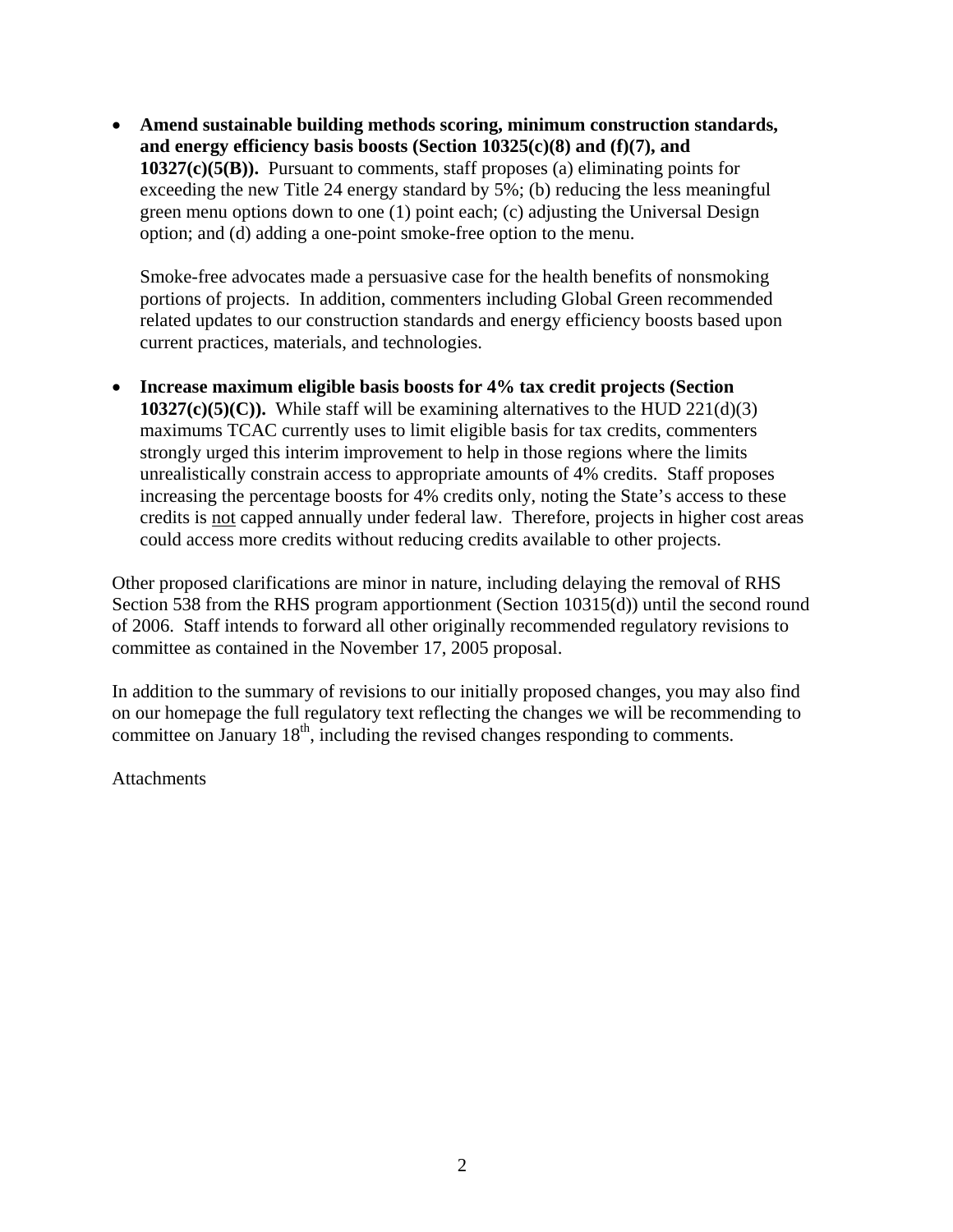- **Amend sustainable building methods scoring, minimum construction standards, and energy efficiency basis boosts (Section 10325(c)(8) and (f)(7), and 10327(c)(5(B)).** Pursuant to comments, staff proposes (a) eliminating points for exceeding the new Title 24 energy standard by 5%; (b) reducing the less meaningful green menu options down to one (1) point each; (c) adjusting the Universal Design option; and (d) adding a one-point smoke-free option to the menu.

  Smoke-free advocates made a persuasive case for the health benefits of nonsmoking portions of projects. In addition, commenters including Global Green recommended related updates to our construction standards and energy efficiency boosts based upon current practices, materials, and technologies.

- **Increase maximum eligible basis boosts for 4% tax credit projects (Section 10327(c)(5)(C)).** While staff will be examining alternatives to the HUD 221(d)(3) maximums TCAC currently uses to limit eligible basis for tax credits, commenters strongly urged this interim improvement to help in those regions where the limits unrealistically constrain access to appropriate amounts of 4% credits. Staff proposes increasing the percentage boosts for 4% credits only, noting the State's access to these credits is <u>not</u> capped annually under federal law. Therefore, projects in higher cost areas could access more credits without reducing credits available to other projects.

Other proposed clarifications are minor in nature, including delaying the removal of RHS Section 538 from the RHS program apportionment (Section 10315(d)) until the second round of 2006. Staff intends to forward all other originally recommended regulatory revisions to committee as contained in the November 17, 2005 proposal.

In addition to the summary of revisions to our initially proposed changes, you may also find on our homepage the full regulatory text reflecting the changes we will be recommending to committee on January 18th, including the revised changes responding to comments.

Attachments